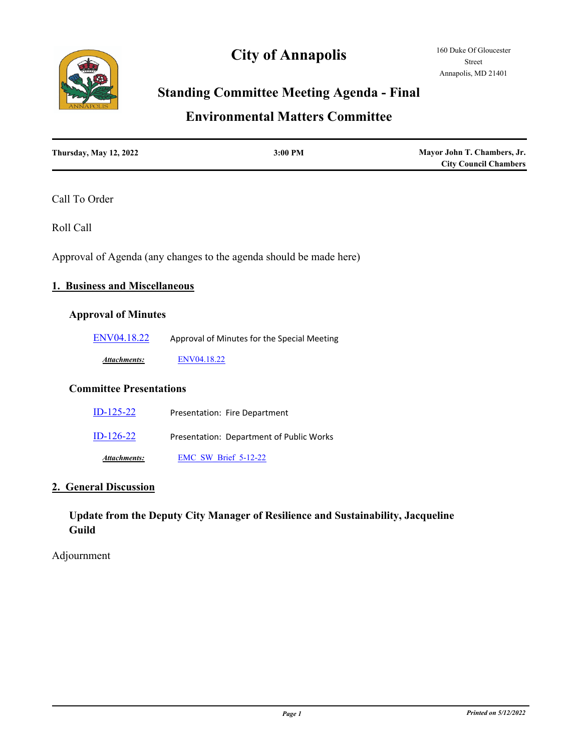# City of Annapolis

160 Duke Of Gloucester Street
Annapolis, MD 21401

## Standing Committee Meeting Agenda - Final

## Environmental Matters Committee

| | | |
|---|---|---|
| **Thursday, May 12, 2022** | **3:00 PM** | **Mayor John T. Chambers, Jr. City Council Chambers** |

Call To Order

Roll Call

Approval of Agenda (any changes to the agenda should be made here)

## 1. Business and Miscellaneous

### Approval of Minutes

ENV04.18.22 Approval of Minutes for the Special Meeting

*Attachments:* ENV04.18.22

### Committee Presentations

ID-125-22 Presentation: Fire Department

ID-126-22 Presentation: Department of Public Works

*Attachments:* EMC_SW_Brief_5-12-22

## 2. General Discussion

### Update from the Deputy City Manager of Resilience and Sustainability, Jacqueline Guild

Adjournment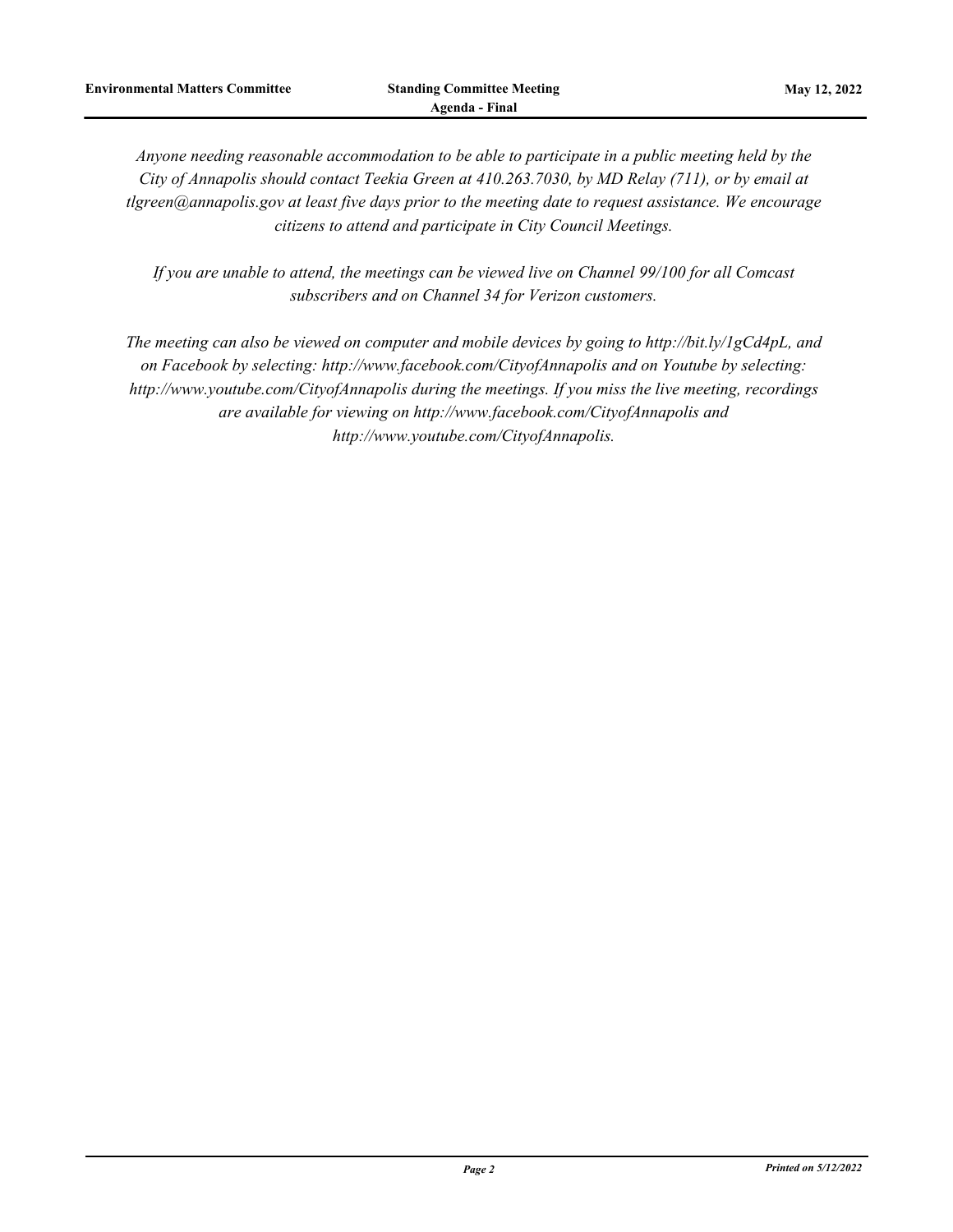*Anyone needing reasonable accommodation to be able to participate in a public meeting held by the City of Annapolis should contact Teekia Green at 410.263.7030, by MD Relay (711), or by email at tlgreen@annapolis.gov at least five days prior to the meeting date to request assistance. We encourage citizens to attend and participate in City Council Meetings.*

*If you are unable to attend, the meetings can be viewed live on Channel 99/100 for all Comcast subscribers and on Channel 34 for Verizon customers.*

*The meeting can also be viewed on computer and mobile devices by going to http://bit.ly/1gCd4pL, and on Facebook by selecting: http://www.facebook.com/CityofAnnapolis and on Youtube by selecting: http://www.youtube.com/CityofAnnapolis during the meetings. If you miss the live meeting, recordings are available for viewing on http://www.facebook.com/CityofAnnapolis and http://www.youtube.com/CityofAnnapolis.*